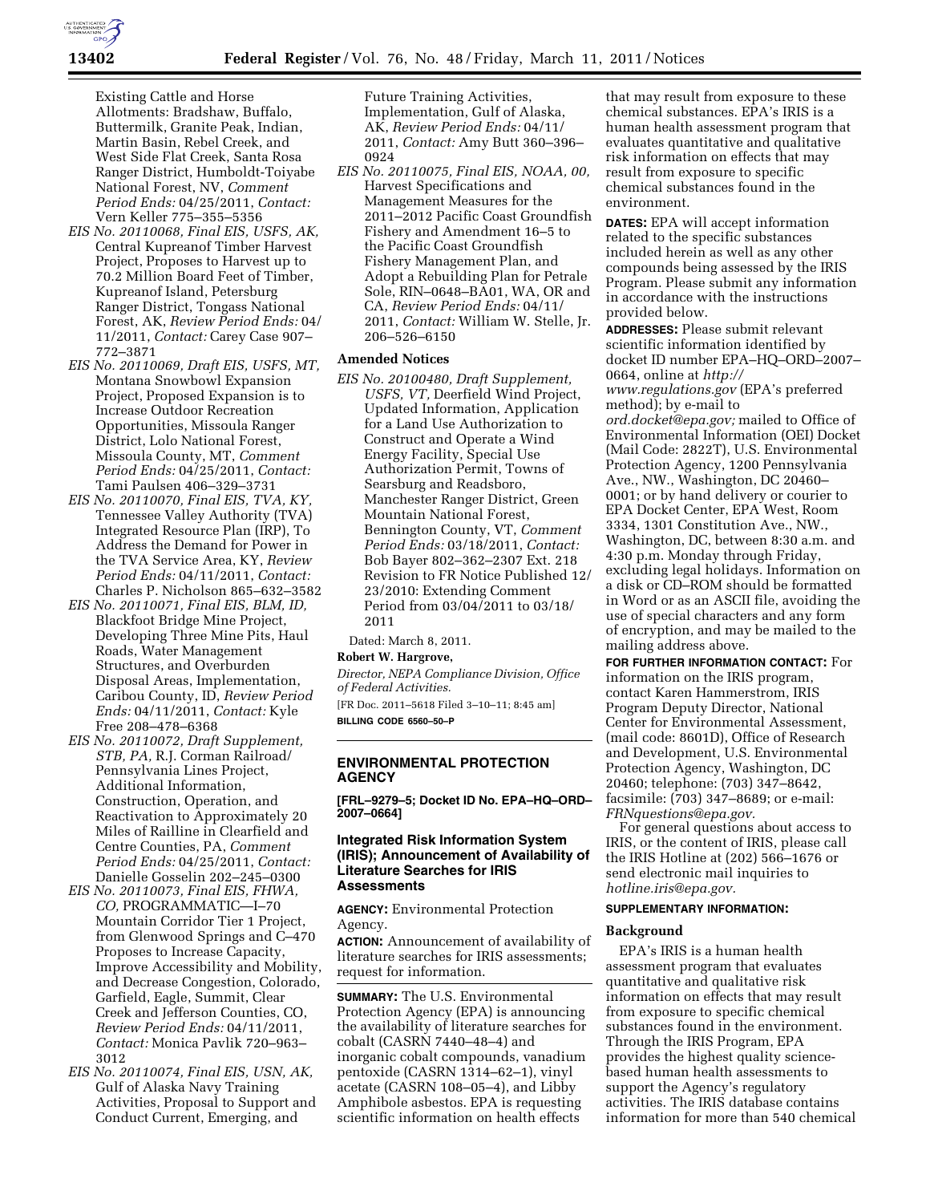Existing Cattle and Horse Allotments: Bradshaw, Buffalo, Buttermilk, Granite Peak, Indian, Martin Basin, Rebel Creek, and West Side Flat Creek, Santa Rosa Ranger District, Humboldt-Toiyabe National Forest, NV, *Comment Period Ends:* 04/25/2011, *Contact:* Vern Keller 775–355–5356

*EIS No. 20110068, Final EIS, USFS, AK,* Central Kupreanof Timber Harvest Project, Proposes to Harvest up to 70.2 Million Board Feet of Timber, Kupreanof Island, Petersburg Ranger District, Tongass National Forest, AK, *Review Period Ends:* 04/11/2011, *Contact:* Carey Case 907–772–3871

*EIS No. 20110069, Draft EIS, USFS, MT,* Montana Snowbowl Expansion Project, Proposed Expansion is to Increase Outdoor Recreation Opportunities, Missoula Ranger District, Lolo National Forest, Missoula County, MT, *Comment Period Ends:* 04/25/2011, *Contact:* Tami Paulsen 406–329–3731

*EIS No. 20110070, Final EIS, TVA, KY,* Tennessee Valley Authority (TVA) Integrated Resource Plan (IRP), To Address the Demand for Power in the TVA Service Area, KY, *Review Period Ends:* 04/11/2011, *Contact:* Charles P. Nicholson 865–632–3582

*EIS No. 20110071, Final EIS, BLM, ID,* Blackfoot Bridge Mine Project, Developing Three Mine Pits, Haul Roads, Water Management Structures, and Overburden Disposal Areas, Implementation, Caribou County, ID, *Review Period Ends:* 04/11/2011, *Contact:* Kyle Free 208–478–6368

*EIS No. 20110072, Draft Supplement, STB, PA,* R.J. Corman Railroad/Pennsylvania Lines Project, Additional Information, Construction, Operation, and Reactivation to Approximately 20 Miles of Railline in Clearfield and Centre Counties, PA, *Comment Period Ends:* 04/25/2011, *Contact:* Danielle Gosselin 202–245–0300

*EIS No. 20110073, Final EIS, FHWA, CO,* PROGRAMMATIC—I–70 Mountain Corridor Tier 1 Project, from Glenwood Springs and C–470 Proposes to Increase Capacity, Improve Accessibility and Mobility, and Decrease Congestion, Colorado, Garfield, Eagle, Summit, Clear Creek and Jefferson Counties, CO, *Review Period Ends:* 04/11/2011, *Contact:* Monica Pavlik 720–963–3012

*EIS No. 20110074, Final EIS, USN, AK,* Gulf of Alaska Navy Training Activities, Proposal to Support and Conduct Current, Emerging, and Future Training Activities, Implementation, Gulf of Alaska, AK, *Review Period Ends:* 04/11/2011, *Contact:* Amy Butt 360–396–0924

*EIS No. 20110075, Final EIS, NOAA, 00,* Harvest Specifications and Management Measures for the 2011–2012 Pacific Coast Groundfish Fishery and Amendment 16–5 to the Pacific Coast Groundfish Fishery Management Plan, and Adopt a Rebuilding Plan for Petrale Sole, RIN–0648–BA01, WA, OR and CA, *Review Period Ends:* 04/11/2011, *Contact:* William W. Stelle, Jr. 206–526–6150

### Amended Notices

*EIS No. 20100480, Draft Supplement, USFS, VT,* Deerfield Wind Project, Updated Information, Application for a Land Use Authorization to Construct and Operate a Wind Energy Facility, Special Use Authorization Permit, Towns of Searsburg and Readsboro, Manchester Ranger District, Green Mountain National Forest, Bennington County, VT, *Comment Period Ends:* 03/18/2011, *Contact:* Bob Bayer 802–362–2307 Ext. 218 Revision to FR Notice Published 12/23/2010: Extending Comment Period from 03/04/2011 to 03/18/2011

Dated: March 8, 2011.

**Robert W. Hargrove,**

*Director, NEPA Compliance Division, Office of Federal Activities.*

[FR Doc. 2011–5618 Filed 3–10–11; 8:45 am]

**BILLING CODE 6560–50–P**

---

## ENVIRONMENTAL PROTECTION AGENCY

**[FRL–9279–5; Docket ID No. EPA–HQ–ORD–2007–0664]**

## Integrated Risk Information System (IRIS); Announcement of Availability of Literature Searches for IRIS Assessments

**AGENCY:** Environmental Protection Agency.

**ACTION:** Announcement of availability of literature searches for IRIS assessments; request for information.

**SUMMARY:** The U.S. Environmental Protection Agency (EPA) is announcing the availability of literature searches for cobalt (CASRN 7440–48–4) and inorganic cobalt compounds, vanadium pentoxide (CASRN 1314–62–1), vinyl acetate (CASRN 108–05–4), and Libby Amphibole asbestos. EPA is requesting scientific information on health effects that may result from exposure to these chemical substances. EPA's IRIS is a human health assessment program that evaluates quantitative and qualitative risk information on effects that may result from exposure to specific chemical substances found in the environment.

**DATES:** EPA will accept information related to the specific substances included herein as well as any other compounds being assessed by the IRIS Program. Please submit any information in accordance with the instructions provided below.

**ADDRESSES:** Please submit relevant scientific information identified by docket ID number EPA–HQ–ORD–2007–0664, online at *http://www.regulations.gov* (EPA's preferred method); by e-mail to *ord.docket@epa.gov;* mailed to Office of Environmental Information (OEI) Docket (Mail Code: 2822T), U.S. Environmental Protection Agency, 1200 Pennsylvania Ave., NW., Washington, DC 20460–0001; or by hand delivery or courier to EPA Docket Center, EPA West, Room 3334, 1301 Constitution Ave., NW., Washington, DC, between 8:30 a.m. and 4:30 p.m. Monday through Friday, excluding legal holidays. Information on a disk or CD–ROM should be formatted in Word or as an ASCII file, avoiding the use of special characters and any form of encryption, and may be mailed to the mailing address above.

**FOR FURTHER INFORMATION CONTACT:** For information on the IRIS program, contact Karen Hammerstrom, IRIS Program Deputy Director, National Center for Environmental Assessment, (mail code: 8601D), Office of Research and Development, U.S. Environmental Protection Agency, Washington, DC 20460; telephone: (703) 347–8642, facsimile: (703) 347–8689; or e-mail: *FRNquestions@epa.gov.*

For general questions about access to IRIS, or the content of IRIS, please call the IRIS Hotline at (202) 566–1676 or send electronic mail inquiries to *hotline.iris@epa.gov.*

**SUPPLEMENTARY INFORMATION:**

### Background

EPA's IRIS is a human health assessment program that evaluates quantitative and qualitative risk information on effects that may result from exposure to specific chemical substances found in the environment. Through the IRIS Program, EPA provides the highest quality science-based human health assessments to support the Agency's regulatory activities. The IRIS database contains information for more than 540 chemical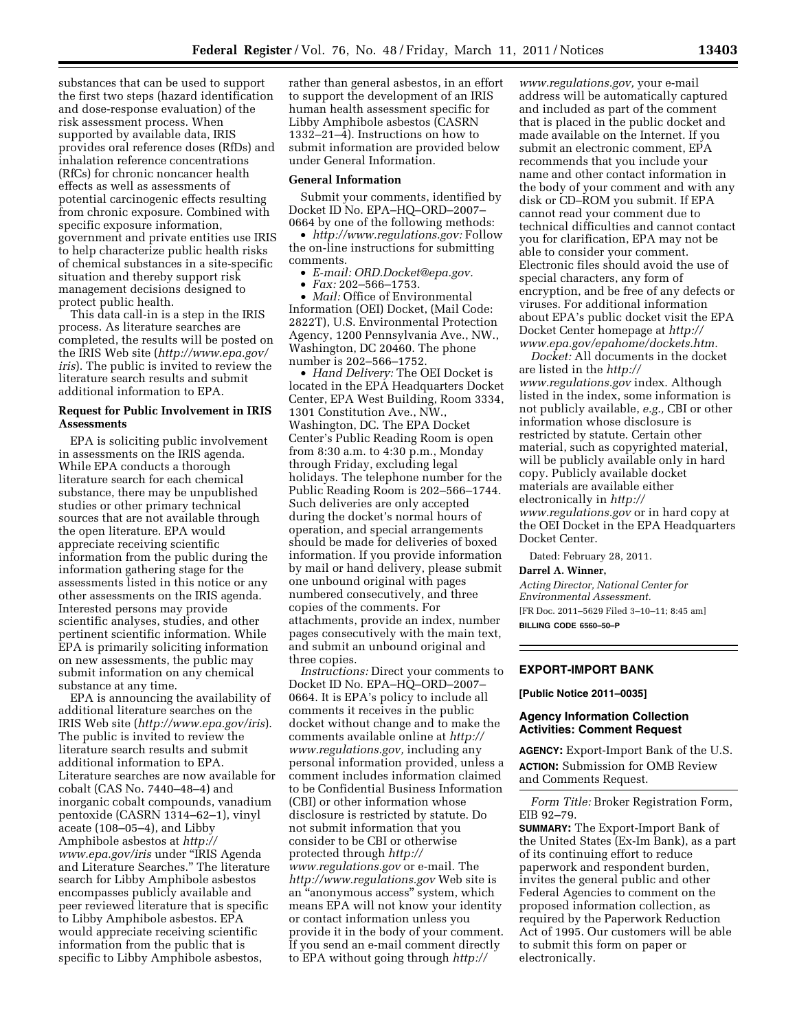substances that can be used to support the first two steps (hazard identification and dose-response evaluation) of the risk assessment process. When supported by available data, IRIS provides oral reference doses (RfDs) and inhalation reference concentrations (RfCs) for chronic noncancer health effects as well as assessments of potential carcinogenic effects resulting from chronic exposure. Combined with specific exposure information, government and private entities use IRIS to help characterize public health risks of chemical substances in a site-specific situation and thereby support risk management decisions designed to protect public health.

This data call-in is a step in the IRIS process. As literature searches are completed, the results will be posted on the IRIS Web site (*http://www.epa.gov/iris*). The public is invited to review the literature search results and submit additional information to EPA.

**Request for Public Involvement in IRIS Assessments**

EPA is soliciting public involvement in assessments on the IRIS agenda. While EPA conducts a thorough literature search for each chemical substance, there may be unpublished studies or other primary technical sources that are not available through the open literature. EPA would appreciate receiving scientific information from the public during the information gathering stage for the assessments listed in this notice or any other assessments on the IRIS agenda. Interested persons may provide scientific analyses, studies, and other pertinent scientific information. While EPA is primarily soliciting information on new assessments, the public may submit information on any chemical substance at any time.

EPA is announcing the availability of additional literature searches on the IRIS Web site (*http://www.epa.gov/iris*). The public is invited to review the literature search results and submit additional information to EPA. Literature searches are now available for cobalt (CAS No. 7440–48–4) and inorganic cobalt compounds, vanadium pentoxide (CASRN 1314–62–1), vinyl aceate (108–05–4), and Libby Amphibole asbestos at *http://www.epa.gov/iris* under "IRIS Agenda and Literature Searches." The literature search for Libby Amphibole asbestos encompasses publicly available and peer reviewed literature that is specific to Libby Amphibole asbestos. EPA would appreciate receiving scientific information from the public that is specific to Libby Amphibole asbestos, rather than general asbestos, in an effort to support the development of an IRIS human health assessment specific for Libby Amphibole asbestos (CASRN 1332–21–4). Instructions on how to submit information are provided below under General Information.

**General Information**

Submit your comments, identified by Docket ID No. EPA–HQ–ORD–2007–0664 by one of the following methods:

- *http://www.regulations.gov:* Follow the on-line instructions for submitting comments.
- *E-mail: ORD.Docket@epa.gov.*
- *Fax:* 202–566–1753.
- *Mail:* Office of Environmental Information (OEI) Docket, (Mail Code: 2822T), U.S. Environmental Protection Agency, 1200 Pennsylvania Ave., NW., Washington, DC 20460. The phone number is 202–566–1752.
- *Hand Delivery:* The OEI Docket is located in the EPA Headquarters Docket Center, EPA West Building, Room 3334, 1301 Constitution Ave., NW., Washington, DC. The EPA Docket Center's Public Reading Room is open from 8:30 a.m. to 4:30 p.m., Monday through Friday, excluding legal holidays. The telephone number for the Public Reading Room is 202–566–1744. Such deliveries are only accepted during the docket's normal hours of operation, and special arrangements should be made for deliveries of boxed information. If you provide information by mail or hand delivery, please submit one unbound original with pages numbered consecutively, and three copies of the comments. For attachments, provide an index, number pages consecutively with the main text, and submit an unbound original and three copies.

*Instructions:* Direct your comments to Docket ID No. EPA–HQ–ORD–2007–0664. It is EPA's policy to include all comments it receives in the public docket without change and to make the comments available online at *http://www.regulations.gov,* including any personal information provided, unless a comment includes information claimed to be Confidential Business Information (CBI) or other information whose disclosure is restricted by statute. Do not submit information that you consider to be CBI or otherwise protected through *http://www.regulations.gov* or e-mail. The *http://www.regulations.gov* Web site is an "anonymous access" system, which means EPA will not know your identity or contact information unless you provide it in the body of your comment. If you send an e-mail comment directly to EPA without going through *http://www.regulations.gov,* your e-mail address will be automatically captured and included as part of the comment that is placed in the public docket and made available on the Internet. If you submit an electronic comment, EPA recommends that you include your name and other contact information in the body of your comment and with any disk or CD–ROM you submit. If EPA cannot read your comment due to technical difficulties and cannot contact you for clarification, EPA may not be able to consider your comment. Electronic files should avoid the use of special characters, any form of encryption, and be free of any defects or viruses. For additional information about EPA's public docket visit the EPA Docket Center homepage at *http://www.epa.gov/epahome/dockets.htm.*

*Docket:* All documents in the docket are listed in the *http://www.regulations.gov* index. Although listed in the index, some information is not publicly available, *e.g.,* CBI or other information whose disclosure is restricted by statute. Certain other material, such as copyrighted material, will be publicly available only in hard copy. Publicly available docket materials are available either electronically in *http://www.regulations.gov* or in hard copy at the OEI Docket in the EPA Headquarters Docket Center.

Dated: February 28, 2011.

**Darrel A. Winner,**

*Acting Director, National Center for Environmental Assessment.*

[FR Doc. 2011–5629 Filed 3–10–11; 8:45 am]

**BILLING CODE 6560–50–P**

## EXPORT-IMPORT BANK

**[Public Notice 2011–0035]**

### Agency Information Collection Activities: Comment Request

**AGENCY:** Export-Import Bank of the U.S.

**ACTION:** Submission for OMB Review and Comments Request.

*Form Title:* Broker Registration Form, EIB 92–79.

**SUMMARY:** The Export-Import Bank of the United States (Ex-Im Bank), as a part of its continuing effort to reduce paperwork and respondent burden, invites the general public and other Federal Agencies to comment on the proposed information collection, as required by the Paperwork Reduction Act of 1995. Our customers will be able to submit this form on paper or electronically.